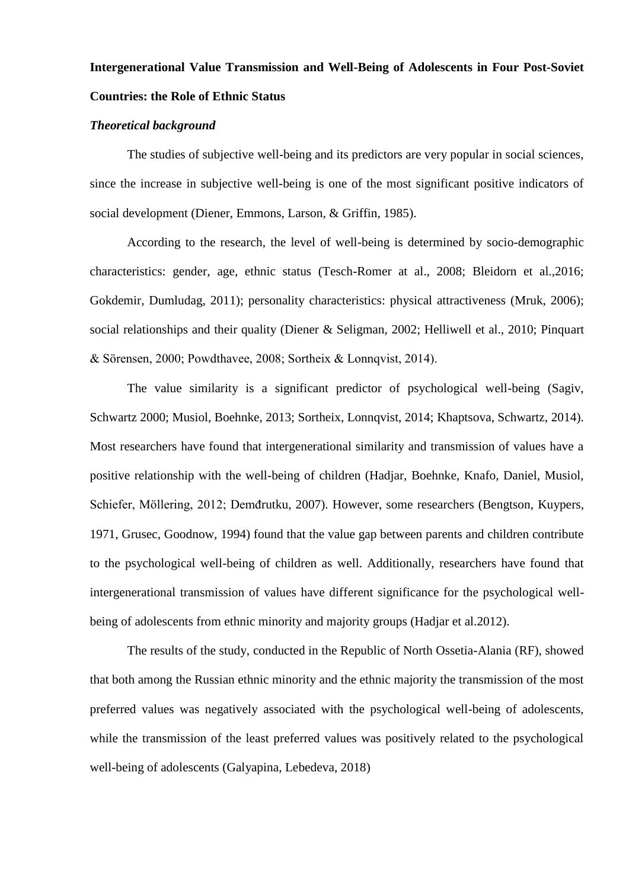**Intergenerational Value Transmission and Well-Being of Adolescents in Four Post-Soviet Countries: the Role of Ethnic Status**

***Theoretical background***

The studies of subjective well-being and its predictors are very popular in social sciences, since the increase in subjective well-being is one of the most significant positive indicators of social development (Diener, Emmons, Larson, & Griffin, 1985).

According to the research, the level of well-being is determined by socio-demographic characteristics: gender, age, ethnic status (Tesch-Romer at al., 2008; Bleidorn et al.,2016; Gokdemir, Dumludag, 2011); personality characteristics: physical attractiveness (Mruk, 2006); social relationships and their quality (Diener & Seligman, 2002; Helliwell et al., 2010; Pinquart & Sörensen, 2000; Powdthavee, 2008; Sortheix & Lonnqvist, 2014).

The value similarity is a significant predictor of psychological well-being (Sagiv, Schwartz 2000; Musiol, Boehnke, 2013; Sortheix, Lonnqvist, 2014; Khaptsova, Schwartz, 2014). Most researchers have found that intergenerational similarity and transmission of values have a positive relationship with the well-being of children (Hadjar, Boehnke, Knafo, Daniel, Musiol, Schiefer, Möllering, 2012; Demđrutku, 2007). However, some researchers (Bengtson, Kuypers, 1971, Grusec, Goodnow, 1994) found that the value gap between parents and children contribute to the psychological well-being of children as well. Additionally, researchers have found that intergenerational transmission of values have different significance for the psychological well-being of adolescents from ethnic minority and majority groups (Hadjar et al.2012).

The results of the study, conducted in the Republic of North Ossetia-Alania (RF), showed that both among the Russian ethnic minority and the ethnic majority the transmission of the most preferred values was negatively associated with the psychological well-being of adolescents, while the transmission of the least preferred values was positively related to the psychological well-being of adolescents (Galyapina, Lebedeva, 2018)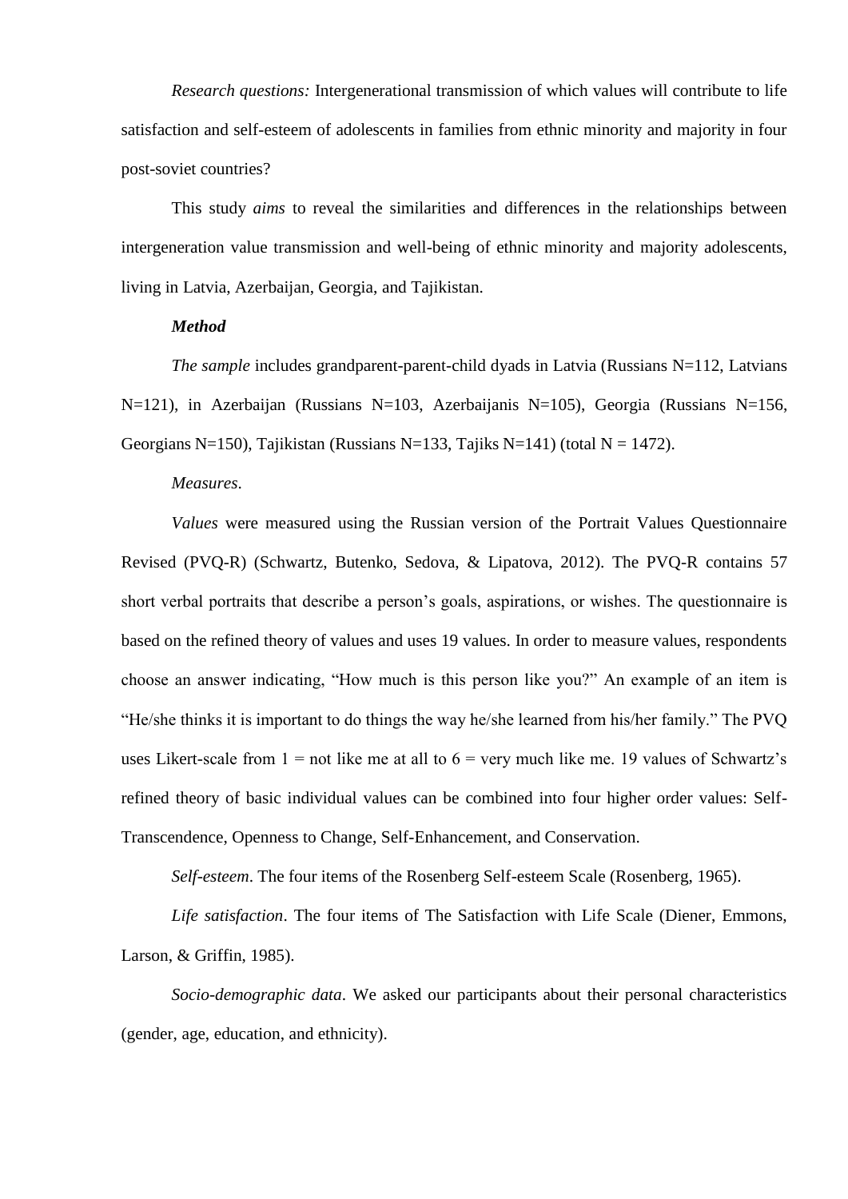*Research questions:* Intergenerational transmission of which values will contribute to life satisfaction and self-esteem of adolescents in families from ethnic minority and majority in four post-soviet countries?

This study *aims* to reveal the similarities and differences in the relationships between intergeneration value transmission and well-being of ethnic minority and majority adolescents, living in Latvia, Azerbaijan, Georgia, and Tajikistan.

***Method***

*The sample* includes grandparent-parent-child dyads in Latvia (Russians N=112, Latvians N=121), in Azerbaijan (Russians N=103, Azerbaijanis N=105), Georgia (Russians N=156, Georgians N=150), Tajikistan (Russians N=133, Tajiks N=141) (total N = 1472).

*Measures.*

*Values* were measured using the Russian version of the Portrait Values Questionnaire Revised (PVQ-R) (Schwartz, Butenko, Sedova, & Lipatova, 2012). The PVQ-R contains 57 short verbal portraits that describe a person's goals, aspirations, or wishes. The questionnaire is based on the refined theory of values and uses 19 values. In order to measure values, respondents choose an answer indicating, "How much is this person like you?" An example of an item is "He/she thinks it is important to do things the way he/she learned from his/her family." The PVQ uses Likert-scale from 1 = not like me at all to 6 = very much like me. 19 values of Schwartz's refined theory of basic individual values can be combined into four higher order values: Self-Transcendence, Openness to Change, Self-Enhancement, and Conservation.

*Self-esteem*. The four items of the Rosenberg Self-esteem Scale (Rosenberg, 1965).

*Life satisfaction*. The four items of The Satisfaction with Life Scale (Diener, Emmons, Larson, & Griffin, 1985).

*Socio-demographic data*. We asked our participants about their personal characteristics (gender, age, education, and ethnicity).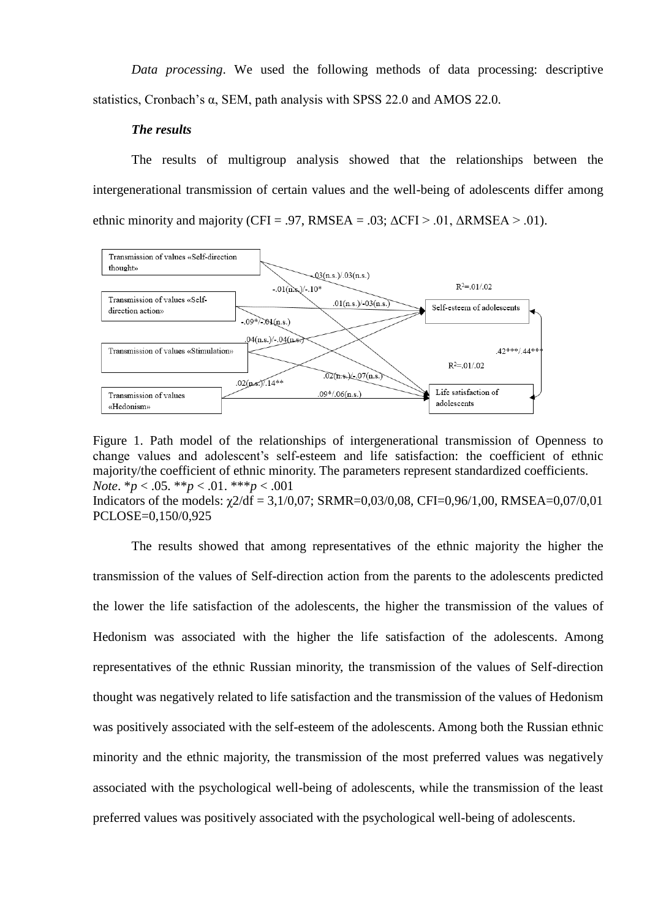*Data processing*. We used the following methods of data processing: descriptive statistics, Cronbach's α, SEM, path analysis with SPSS 22.0 and AMOS 22.0.

### *The results*

The results of multigroup analysis showed that the relationships between the intergenerational transmission of certain values and the well-being of adolescents differ among ethnic minority and majority (CFI = .97, RMSEA = .03; ∆CFI > .01, ∆RMSEA > .01).

Figure 1. Path model of the relationships of intergenerational transmission of Openness to change values and adolescent's self-esteem and life satisfaction: the coefficient of ethnic majority/the coefficient of ethnic minority. The parameters represent standardized coefficients.
*Note*. $^{*}p < .05$. $^{**}p < .01$. $^{***}p < .001$
Indicators of the models: $\chi^2/df$ = 3,1/0,07; SRMR=0,03/0,08, CFI=0,96/1,00, RMSEA=0,07/0,01 PCLOSE=0,150/0,925

The results showed that among representatives of the ethnic majority the higher the transmission of the values of Self-direction action from the parents to the adolescents predicted the lower the life satisfaction of the adolescents, the higher the transmission of the values of Hedonism was associated with the higher the life satisfaction of the adolescents. Among representatives of the ethnic Russian minority, the transmission of the values of Self-direction thought was negatively related to life satisfaction and the transmission of the values of Hedonism was positively associated with the self-esteem of the adolescents. Among both the Russian ethnic minority and the ethnic majority, the transmission of the most preferred values was negatively associated with the psychological well-being of adolescents, while the transmission of the least preferred values was positively associated with the psychological well-being of adolescents.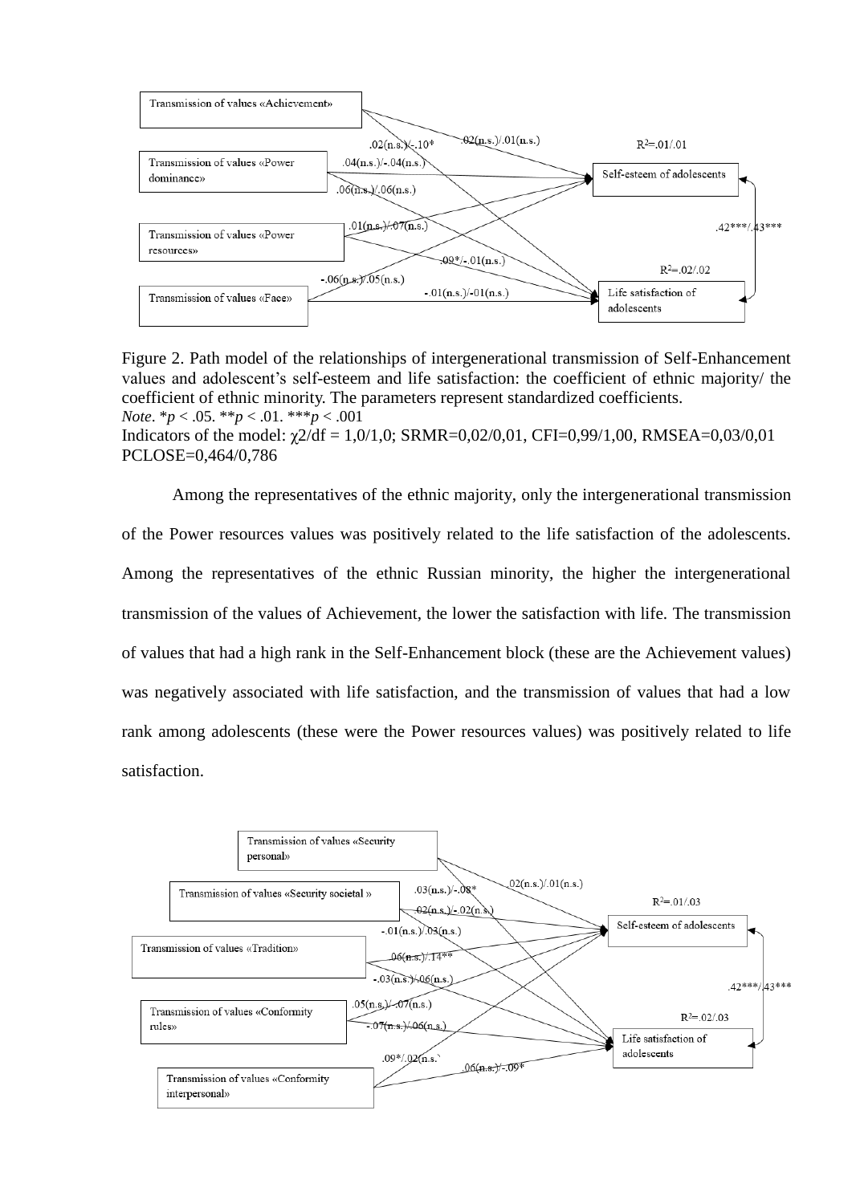Transmission of values «Achievement»

Transmission of values «Power dominance»

Transmission of values «Power resources»

Transmission of values «Face»

.02(n.s.)/-.10*

.02(n.s.)/.01(n.s.)

.04(n.s.)/-.04(n.s.)

.06(n.s.)/.06(n.s.)

.01(n.s.)/.07(n.s.)

.09*/-.01(n.s.)

-.06(n.s.)/.05(n.s.)

-.01(n.s.)/-01(n.s.)

$R^2$=.01/.01

Self-esteem of adolescents

.42***/.43***

$R^2$=.02/.02

Life satisfaction of adolescents

Figure 2. Path model of the relationships of intergenerational transmission of Self-Enhancement values and adolescent's self-esteem and life satisfaction: the coefficient of ethnic majority/ the coefficient of ethnic minority. The parameters represent standardized coefficients.

*Note*. \**p* < .05. \*\**p* < .01. \*\*\**p* < .001

Indicators of the model: $\chi 2/df$ = 1,0/1,0; SRMR=0,02/0,01, CFI=0,99/1,00, RMSEA=0,03/0,01 PCLOSE=0,464/0,786

Among the representatives of the ethnic majority, only the intergenerational transmission of the Power resources values was positively related to the life satisfaction of the adolescents. Among the representatives of the ethnic Russian minority, the higher the intergenerational transmission of the values of Achievement, the lower the satisfaction with life. The transmission of values that had a high rank in the Self-Enhancement block (these are the Achievement values) was negatively associated with life satisfaction, and the transmission of values that had a low rank among adolescents (these were the Power resources values) was positively related to life satisfaction.

Transmission of values «Security personal»

Transmission of values «Security societal »

Transmission of values «Tradition»

Transmission of values «Conformity rules»

Transmission of values «Conformity interpersonal»

.02(n.s.)/.01(n.s.)

.03(n.s.)/-.08*

.02(n.s.)/-.02(n.s.)

-.01(n.s.)/.03(n.s.)

.06(n.s.)/.14**

-.03(n.s.)/.06(n.s.)

.05(n.s.)/-.07(n.s.)

-.07(n.s.)/.06(n.s.)

.09*/.02(n.s.)

.06(n.s.)/-.09*

$R^2$=.01/.03

Self-esteem of adolescents

.42***/.43***

$R^2$=.02/.03

Life satisfaction of adolescents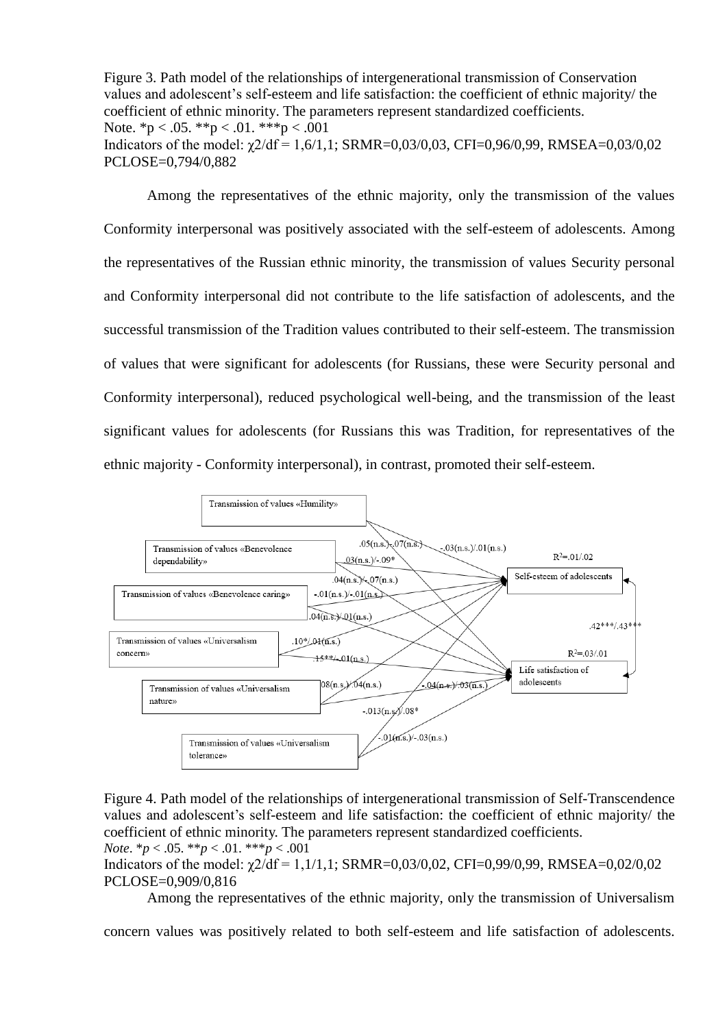Figure 3. Path model of the relationships of intergenerational transmission of Conservation values and adolescent's self-esteem and life satisfaction: the coefficient of ethnic majority/ the coefficient of ethnic minority. The parameters represent standardized coefficients.
Note. *p < .05. **p < .01. ***p < .001
Indicators of the model: $\chi 2/df$ = 1,6/1,1; SRMR=0,03/0,03, CFI=0,96/0,99, RMSEA=0,03/0,02 PCLOSE=0,794/0,882

Among the representatives of the ethnic majority, only the transmission of the values Conformity interpersonal was positively associated with the self-esteem of adolescents. Among the representatives of the Russian ethnic minority, the transmission of values Security personal and Conformity interpersonal did not contribute to the life satisfaction of adolescents, and the successful transmission of the Tradition values contributed to their self-esteem. The transmission of values that were significant for adolescents (for Russians, these were Security personal and Conformity interpersonal), reduced psychological well-being, and the transmission of the least significant values for adolescents (for Russians this was Tradition, for representatives of the ethnic majority - Conformity interpersonal), in contrast, promoted their self-esteem.

Figure 4. Path model of the relationships of intergenerational transmission of Self-Transcendence values and adolescent's self-esteem and life satisfaction: the coefficient of ethnic majority/ the coefficient of ethnic minority. The parameters represent standardized coefficients.
*Note*. *$p$ < .05. **$p$ < .01. ***$p$ < .001
Indicators of the model: $\chi 2/df$ = 1,1/1,1; SRMR=0,03/0,02, CFI=0,99/0,99, RMSEA=0,02/0,02 PCLOSE=0,909/0,816

Among the representatives of the ethnic majority, only the transmission of Universalism concern values was positively related to both self-esteem and life satisfaction of adolescents.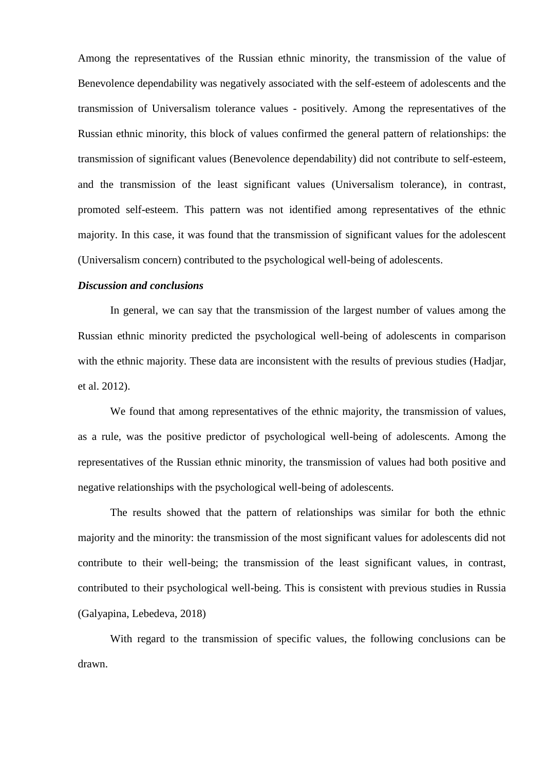Among the representatives of the Russian ethnic minority, the transmission of the value of Benevolence dependability was negatively associated with the self-esteem of adolescents and the transmission of Universalism tolerance values - positively. Among the representatives of the Russian ethnic minority, this block of values confirmed the general pattern of relationships: the transmission of significant values (Benevolence dependability) did not contribute to self-esteem, and the transmission of the least significant values (Universalism tolerance), in contrast, promoted self-esteem. This pattern was not identified among representatives of the ethnic majority. In this case, it was found that the transmission of significant values for the adolescent (Universalism concern) contributed to the psychological well-being of adolescents.

***Discussion and conclusions***

In general, we can say that the transmission of the largest number of values among the Russian ethnic minority predicted the psychological well-being of adolescents in comparison with the ethnic majority. These data are inconsistent with the results of previous studies (Hadjar, et al. 2012).

We found that among representatives of the ethnic majority, the transmission of values, as a rule, was the positive predictor of psychological well-being of adolescents. Among the representatives of the Russian ethnic minority, the transmission of values had both positive and negative relationships with the psychological well-being of adolescents.

The results showed that the pattern of relationships was similar for both the ethnic majority and the minority: the transmission of the most significant values for adolescents did not contribute to their well-being; the transmission of the least significant values, in contrast, contributed to their psychological well-being. This is consistent with previous studies in Russia (Galyapina, Lebedeva, 2018)

With regard to the transmission of specific values, the following conclusions can be drawn.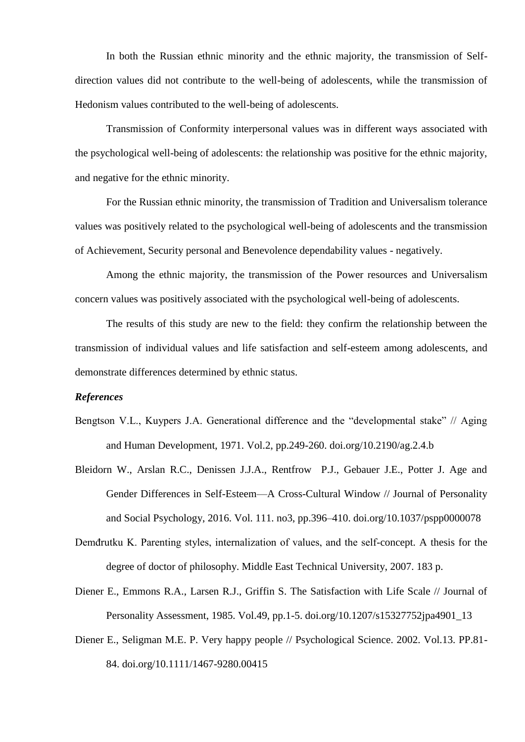In both the Russian ethnic minority and the ethnic majority, the transmission of Self-direction values did not contribute to the well-being of adolescents, while the transmission of Hedonism values contributed to the well-being of adolescents.

Transmission of Conformity interpersonal values was in different ways associated with the psychological well-being of adolescents: the relationship was positive for the ethnic majority, and negative for the ethnic minority.

For the Russian ethnic minority, the transmission of Tradition and Universalism tolerance values was positively related to the psychological well-being of adolescents and the transmission of Achievement, Security personal and Benevolence dependability values - negatively.

Among the ethnic majority, the transmission of the Power resources and Universalism concern values was positively associated with the psychological well-being of adolescents.

The results of this study are new to the field: they confirm the relationship between the transmission of individual values and life satisfaction and self-esteem among adolescents, and demonstrate differences determined by ethnic status.

***References***

Bengtson V.L., Kuypers J.A. Generational difference and the "developmental stake" // Aging and Human Development, 1971. Vol.2, pp.249-260. doi.org/10.2190/ag.2.4.b

Bleidorn W., Arslan R.C., Denissen J.J.A., Rentfrow P.J., Gebauer J.E., Potter J. Age and Gender Differences in Self-Esteem—A Cross-Cultural Window // Journal of Personality and Social Psychology, 2016. Vol. 111. no3, pp.396–410. doi.org/10.1037/pspp0000078

Demđrutku K. Parenting styles, internalization of values, and the self-concept. A thesis for the degree of doctor of philosophy. Middle East Technical University, 2007. 183 p.

Diener E., Emmons R.A., Larsen R.J., Griffin S. The Satisfaction with Life Scale // Journal of Personality Assessment, 1985. Vol.49, pp.1-5. doi.org/10.1207/s15327752jpa4901_13

Diener E., Seligman M.E. P. Very happy people // Psychological Science. 2002. Vol.13. PP.81-84. doi.org/10.1111/1467-9280.00415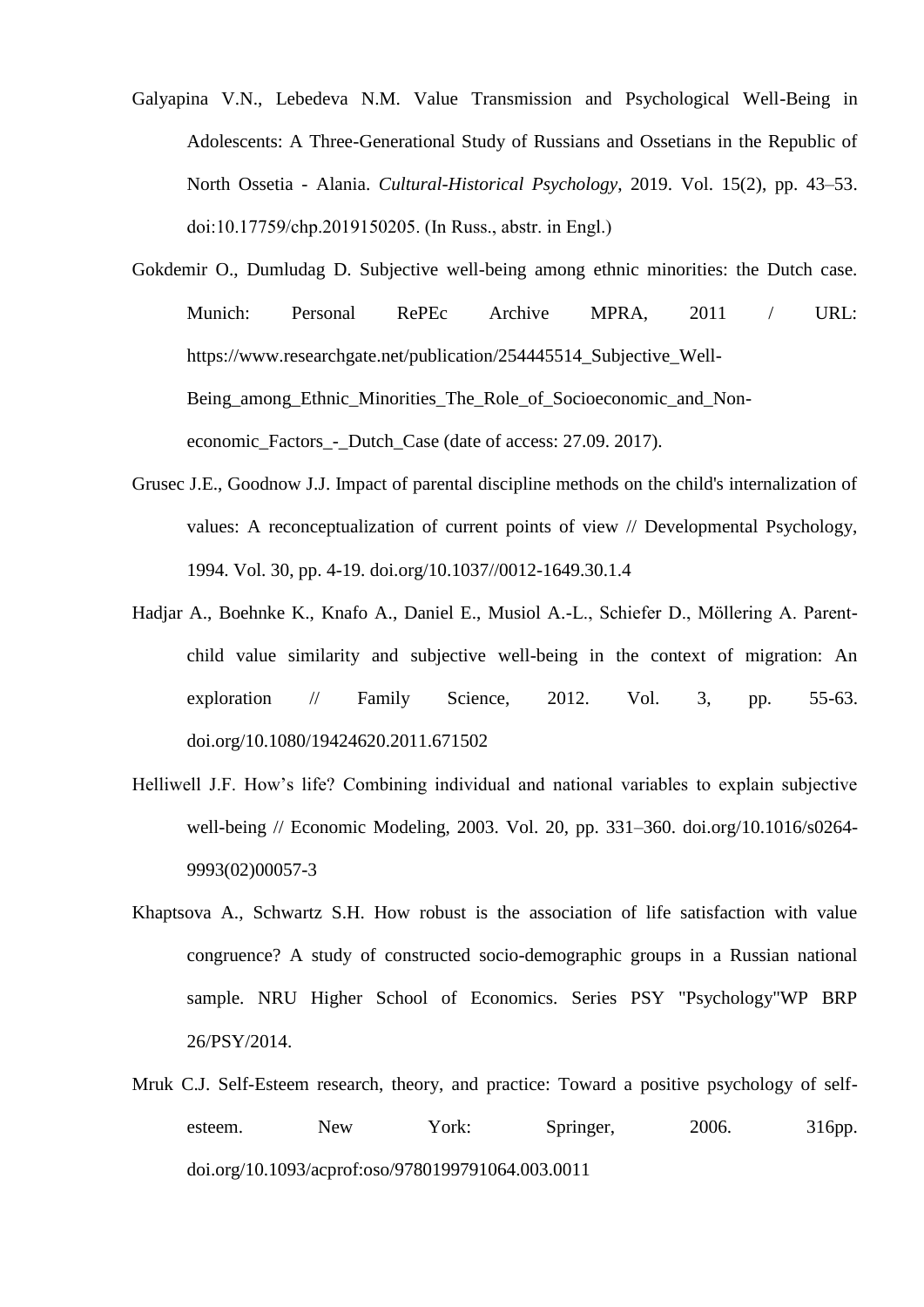Galyapina V.N., Lebedeva N.M. Value Transmission and Psychological Well-Being in Adolescents: A Three-Generational Study of Russians and Ossetians in the Republic of North Ossetia - Alania. *Cultural-Historical Psychology*, 2019. Vol. 15(2), pp. 43–53. doi:10.17759/chp.2019150205. (In Russ., abstr. in Engl.)

Gokdemir O., Dumludag D. Subjective well-being among ethnic minorities: the Dutch case. Munich: Personal RePEc Archive MPRA, 2011 / URL: https://www.researchgate.net/publication/254445514_Subjective_Well-Being_among_Ethnic_Minorities_The_Role_of_Socioeconomic_and_Non-economic_Factors_-_Dutch_Case (date of access: 27.09. 2017).

Grusec J.E., Goodnow J.J. Impact of parental discipline methods on the child's internalization of values: A reconceptualization of current points of view // Developmental Psychology, 1994. Vol. 30, pp. 4-19. doi.org/10.1037//0012-1649.30.1.4

Hadjar A., Boehnke K., Knafo A., Daniel E., Musiol A.-L., Schiefer D., Möllering A. Parent-child value similarity and subjective well-being in the context of migration: An exploration // Family Science, 2012. Vol. 3, pp. 55-63. doi.org/10.1080/19424620.2011.671502

Helliwell J.F. How's life? Combining individual and national variables to explain subjective well-being // Economic Modeling, 2003. Vol. 20, pp. 331–360. doi.org/10.1016/s0264-9993(02)00057-3

Khaptsova A., Schwartz S.H. How robust is the association of life satisfaction with value congruence? A study of constructed socio-demographic groups in a Russian national sample. NRU Higher School of Economics. Series PSY "Psychology"WP BRP 26/PSY/2014.

Mruk C.J. Self-Esteem research, theory, and practice: Toward a positive psychology of self-esteem. New York: Springer, 2006. 316pp. doi.org/10.1093/acprof:oso/9780199791064.003.0011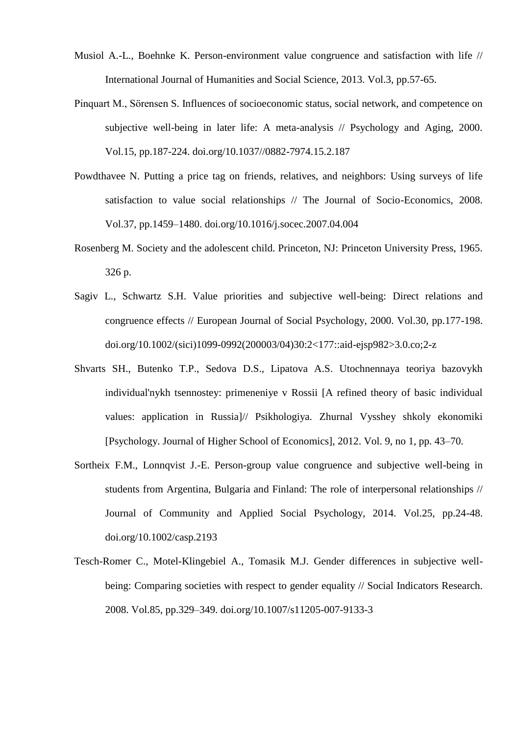Musiol A.-L., Boehnke K. Person-environment value congruence and satisfaction with life // International Journal of Humanities and Social Science, 2013. Vol.3, pp.57-65.

Pinquart M., Sörensen S. Influences of socioeconomic status, social network, and competence on subjective well-being in later life: A meta-analysis // Psychology and Aging, 2000. Vol.15, pp.187-224. doi.org/10.1037//0882-7974.15.2.187

Powdthavee N. Putting a price tag on friends, relatives, and neighbors: Using surveys of life satisfaction to value social relationships // The Journal of Socio-Economics, 2008. Vol.37, pp.1459–1480. doi.org/10.1016/j.socec.2007.04.004

Rosenberg M. Society and the adolescent child. Princeton, NJ: Princeton University Press, 1965. 326 p.

Sagiv L., Schwartz S.H. Value priorities and subjective well-being: Direct relations and congruence effects // European Journal of Social Psychology, 2000. Vol.30, pp.177-198. doi.org/10.1002/(sici)1099-0992(200003/04)30:2<177::aid-ejsp982>3.0.co;2-z

Shvarts SH., Butenko T.P., Sedova D.S., Lipatova A.S. Utochnennaya teoriya bazovykh individual'nykh tsennostey: primeneniye v Rossii [A refined theory of basic individual values: application in Russia]// Psikhologiya. Zhurnal Vysshey shkoly ekonomiki [Psychology. Journal of Higher School of Economics], 2012. Vol. 9, no 1, pp. 43–70.

Sortheix F.M., Lonnqvist J.-E. Person-group value congruence and subjective well-being in students from Argentina, Bulgaria and Finland: The role of interpersonal relationships // Journal of Community and Applied Social Psychology, 2014. Vol.25, pp.24-48. doi.org/10.1002/casp.2193

Tesch-Romer C., Motel-Klingebiel A., Tomasik M.J. Gender differences in subjective well-being: Comparing societies with respect to gender equality // Social Indicators Research. 2008. Vol.85, pp.329–349. doi.org/10.1007/s11205-007-9133-3